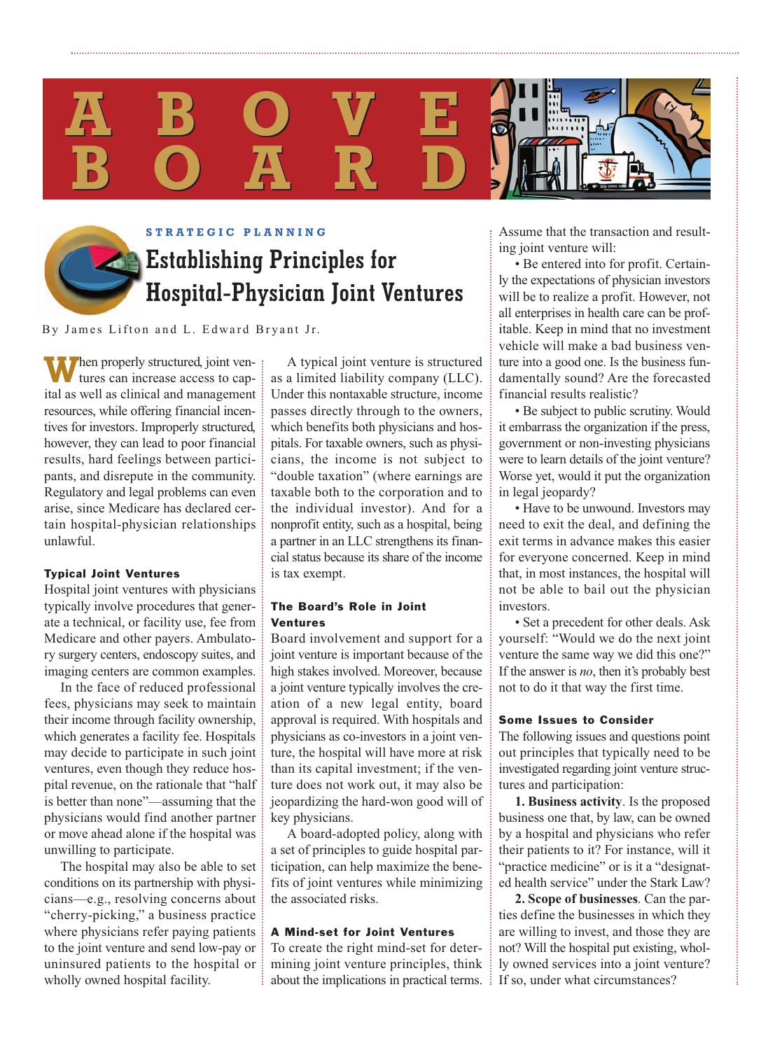# ABOVE BOARD

STRATEGIC PLANNING

## Establishing Principles for Hospital-Physician Joint Ventures

By James Lifton and L. Edward Bryant Jr.

When properly structured, joint ventures can increase access to capital as well as clinical and management resources, while offering financial incentives for investors. Improperly structured, however, they can lead to poor financial results, hard feelings between participants, and disrepute in the community. Regulatory and legal problems can even arise, since Medicare has declared certain hospital-physician relationships unlawful.

### Typical Joint Ventures

Hospital joint ventures with physicians typically involve procedures that generate a technical, or facility use, fee from Medicare and other payers. Ambulatory surgery centers, endoscopy suites, and imaging centers are common examples.

In the face of reduced professional fees, physicians may seek to maintain their income through facility ownership, which generates a facility fee. Hospitals may decide to participate in such joint ventures, even though they reduce hospital revenue, on the rationale that "half is better than none"—assuming that the physicians would find another partner or move ahead alone if the hospital was unwilling to participate.

The hospital may also be able to set conditions on its partnership with physicians—e.g., resolving concerns about "cherry-picking," a business practice where physicians refer paying patients to the joint venture and send low-pay or uninsured patients to the hospital or wholly owned hospital facility.

A typical joint venture is structured as a limited liability company (LLC). Under this nontaxable structure, income passes directly through to the owners, which benefits both physicians and hospitals. For taxable owners, such as physicians, the income is not subject to "double taxation" (where earnings are taxable both to the corporation and to the individual investor). And for a nonprofit entity, such as a hospital, being a partner in an LLC strengthens its financial status because its share of the income is tax exempt.

### The Board's Role in Joint Ventures

Board involvement and support for a joint venture is important because of the high stakes involved. Moreover, because a joint venture typically involves the creation of a new legal entity, board approval is required. With hospitals and physicians as co-investors in a joint venture, the hospital will have more at risk than its capital investment; if the venture does not work out, it may also be jeopardizing the hard-won good will of key physicians.

A board-adopted policy, along with a set of principles to guide hospital participation, can help maximize the benefits of joint ventures while minimizing the associated risks.

### A Mind-set for Joint Ventures

To create the right mind-set for determining joint venture principles, think about the implications in practical terms. Assume that the transaction and resulting joint venture will:

- Be entered into for profit. Certainly the expectations of physician investors will be to realize a profit. However, not all enterprises in health care can be profitable. Keep in mind that no investment vehicle will make a bad business venture into a good one. Is the business fundamentally sound? Are the forecasted financial results realistic?
- Be subject to public scrutiny. Would it embarrass the organization if the press, government or non-investing physicians were to learn details of the joint venture? Worse yet, would it put the organization in legal jeopardy?
- Have to be unwound. Investors may need to exit the deal, and defining the exit terms in advance makes this easier for everyone concerned. Keep in mind that, in most instances, the hospital will not be able to bail out the physician investors.
- Set a precedent for other deals. Ask yourself: "Would we do the next joint venture the same way we did this one?" If the answer is *no*, then it's probably best not to do it that way the first time.

### Some Issues to Consider

The following issues and questions point out principles that typically need to be investigated regarding joint venture structures and participation:

**1. Business activity**. Is the proposed business one that, by law, can be owned by a hospital and physicians who refer their patients to it? For instance, will it "practice medicine" or is it a "designated health service" under the Stark Law?

**2. Scope of businesses**. Can the parties define the businesses in which they are willing to invest, and those they are not? Will the hospital put existing, wholly owned services into a joint venture? If so, under what circumstances?